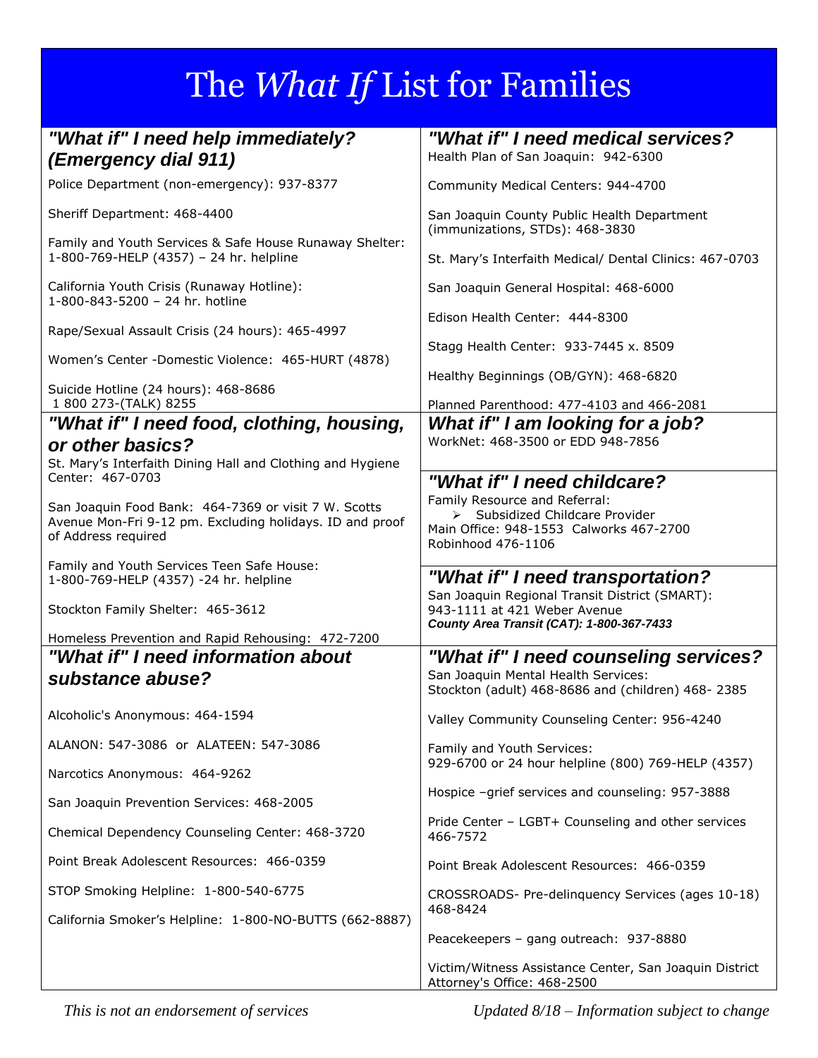# The *What If* List for Families

### *"What if" I need help immediately? (Emergency dial 911)*

Police Department (non-emergency): 937-8377

Sheriff Department: 468-4400

Family and Youth Services & Safe House Runaway Shelter: 1-800-769-HELP (4357) – 24 hr. helpline

California Youth Crisis (Runaway Hotline): 1-800-843-5200 – 24 hr. hotline

Rape/Sexual Assault Crisis (24 hours): 465-4997

Women's Center -Domestic Violence: 465-HURT (4878)

Suicide Hotline (24 hours): 468-8686
1 800 273-(TALK) 8255

### *"What if" I need food, clothing, housing, or other basics?*

St. Mary's Interfaith Dining Hall and Clothing and Hygiene Center: 467-0703

San Joaquin Food Bank: 464-7369 or visit 7 W. Scotts Avenue Mon-Fri 9-12 pm. Excluding holidays. ID and proof of Address required

Family and Youth Services Teen Safe House: 1-800-769-HELP (4357) -24 hr. helpline

Stockton Family Shelter: 465-3612

Homeless Prevention and Rapid Rehousing: 472-7200

### *"What if" I need information about substance abuse?*

Alcoholic's Anonymous: 464-1594

ALANON: 547-3086 or ALATEEN: 547-3086

Narcotics Anonymous: 464-9262

San Joaquin Prevention Services: 468-2005

Chemical Dependency Counseling Center: 468-3720

Point Break Adolescent Resources: 466-0359

STOP Smoking Helpline: 1-800-540-6775

California Smoker's Helpline: 1-800-NO-BUTTS (662-8887)

### *"What if" I need medical services?*

Health Plan of San Joaquin: 942-6300

Community Medical Centers: 944-4700

San Joaquin County Public Health Department (immunizations, STDs): 468-3830

St. Mary's Interfaith Medical/ Dental Clinics: 467-0703

San Joaquin General Hospital: 468-6000

Edison Health Center: 444-8300

Stagg Health Center: 933-7445 x. 8509

Healthy Beginnings (OB/GYN): 468-6820

Planned Parenthood: 477-4103 and 466-2081

### *What if" I am looking for a job?*

WorkNet: 468-3500 or EDD 948-7856

### *"What if" I need childcare?*

Family Resource and Referral:

- Subsidized Childcare Provider

Main Office: 948-1553 Calworks 467-2700
Robinhood 476-1106

### *"What if" I need transportation?*

San Joaquin Regional Transit District (SMART): 943-1111 at 421 Weber Avenue
***County Area Transit (CAT): 1-800-367-7433***

### *"What if" I need counseling services?*

San Joaquin Mental Health Services:
Stockton (adult) 468-8686 and (children) 468- 2385

Valley Community Counseling Center: 956-4240

Family and Youth Services:
929-6700 or 24 hour helpline (800) 769-HELP (4357)

Hospice –grief services and counseling: 957-3888

Pride Center – LGBT+ Counseling and other services 466-7572

Point Break Adolescent Resources: 466-0359

CROSSROADS- Pre-delinquency Services (ages 10-18) 468-8424

Peacekeepers – gang outreach: 937-8880

Victim/Witness Assistance Center, San Joaquin District Attorney's Office: 468-2500

*This is not an endorsement of services*

*Updated 8/18 – Information subject to change*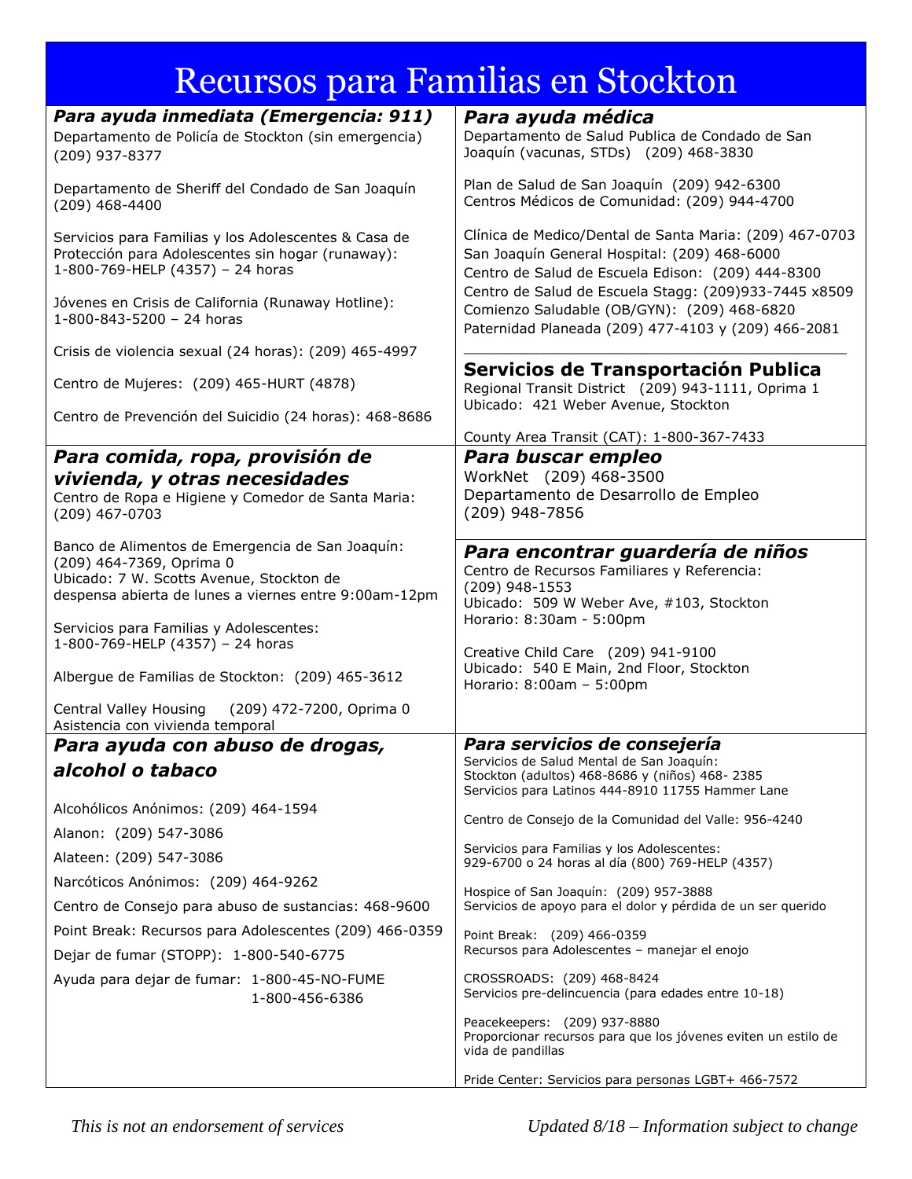# Recursos para Familias en Stockton

## *Para ayuda inmediata (Emergencia: 911)*

Departamento de Policía de Stockton (sin emergencia) (209) 937-8377

Departamento de Sheriff del Condado de San Joaquín (209) 468-4400

Servicios para Familias y los Adolescentes & Casa de Protección para Adolescentes sin hogar (runaway): 1-800-769-HELP (4357) – 24 horas

Jóvenes en Crisis de California (Runaway Hotline): 1-800-843-5200 – 24 horas

Crisis de violencia sexual (24 horas): (209) 465-4997

Centro de Mujeres: (209) 465-HURT (4878)

Centro de Prevención del Suicidio (24 horas): 468-8686

## *Para ayuda médica*

Departamento de Salud Publica de Condado de San Joaquín (vacunas, STDs) (209) 468-3830

Plan de Salud de San Joaquín (209) 942-6300
Centros Médicos de Comunidad: (209) 944-4700

Clínica de Medico/Dental de Santa Maria: (209) 467-0703
San Joaquín General Hospital: (209) 468-6000
Centro de Salud de Escuela Edison: (209) 444-8300
Centro de Salud de Escuela Stagg: (209)933-7445 x8509
Comienzo Saludable (OB/GYN): (209) 468-6820
Paternidad Planeada (209) 477-4103 y (209) 466-2081

## Servicios de Transportación Publica

Regional Transit District (209) 943-1111, Oprima 1
Ubicado: 421 Weber Avenue, Stockton

County Area Transit (CAT): 1-800-367-7433

## *Para comida, ropa, provisión de vivienda, y otras necesidades*

Centro de Ropa e Higiene y Comedor de Santa Maria: (209) 467-0703

Banco de Alimentos de Emergencia de San Joaquín: (209) 464-7369, Oprima 0
Ubicado: 7 W. Scotts Avenue, Stockton de despensa abierta de lunes a viernes entre 9:00am-12pm

Servicios para Familias y Adolescentes: 1-800-769-HELP (4357) – 24 horas

Albergue de Familias de Stockton: (209) 465-3612

Central Valley Housing (209) 472-7200, Oprima 0
Asistencia con vivienda temporal

## *Para buscar empleo*

WorkNet (209) 468-3500
Departamento de Desarrollo de Empleo (209) 948-7856

## *Para encontrar guardería de niños*

Centro de Recursos Familiares y Referencia: (209) 948-1553
Ubicado: 509 W Weber Ave, #103, Stockton
Horario: 8:30am - 5:00pm

Creative Child Care (209) 941-9100
Ubicado: 540 E Main, 2nd Floor, Stockton
Horario: 8:00am – 5:00pm

## *Para ayuda con abuso de drogas, alcohol o tabaco*

Alcohólicos Anónimos: (209) 464-1594

Alanon: (209) 547-3086

Alateen: (209) 547-3086

Narcóticos Anónimos: (209) 464-9262

Centro de Consejo para abuso de sustancias: 468-9600

Point Break: Recursos para Adolescentes (209) 466-0359

Dejar de fumar (STOPP): 1-800-540-6775

Ayuda para dejar de fumar: 1-800-45-NO-FUME
1-800-456-6386

## *Para servicios de consejería*

Servicios de Salud Mental de San Joaquín:
Stockton (adultos) 468-8686 y (niños) 468- 2385
Servicios para Latinos 444-8910 11755 Hammer Lane

Centro de Consejo de la Comunidad del Valle: 956-4240

Servicios para Familias y los Adolescentes: 929-6700 o 24 horas al día (800) 769-HELP (4357)

Hospice of San Joaquín: (209) 957-3888
Servicios de apoyo para el dolor y pérdida de un ser querido

Point Break: (209) 466-0359
Recursos para Adolescentes – manejar el enojo

CROSSROADS: (209) 468-8424
Servicios pre-delincuencia (para edades entre 10-18)

Peacekeepers: (209) 937-8880
Proporcionar recursos para que los jóvenes eviten un estilo de vida de pandillas

Pride Center: Servicios para personas LGBT+ 466-7572

*This is not an endorsement of services*

*Updated 8/18 – Information subject to change*